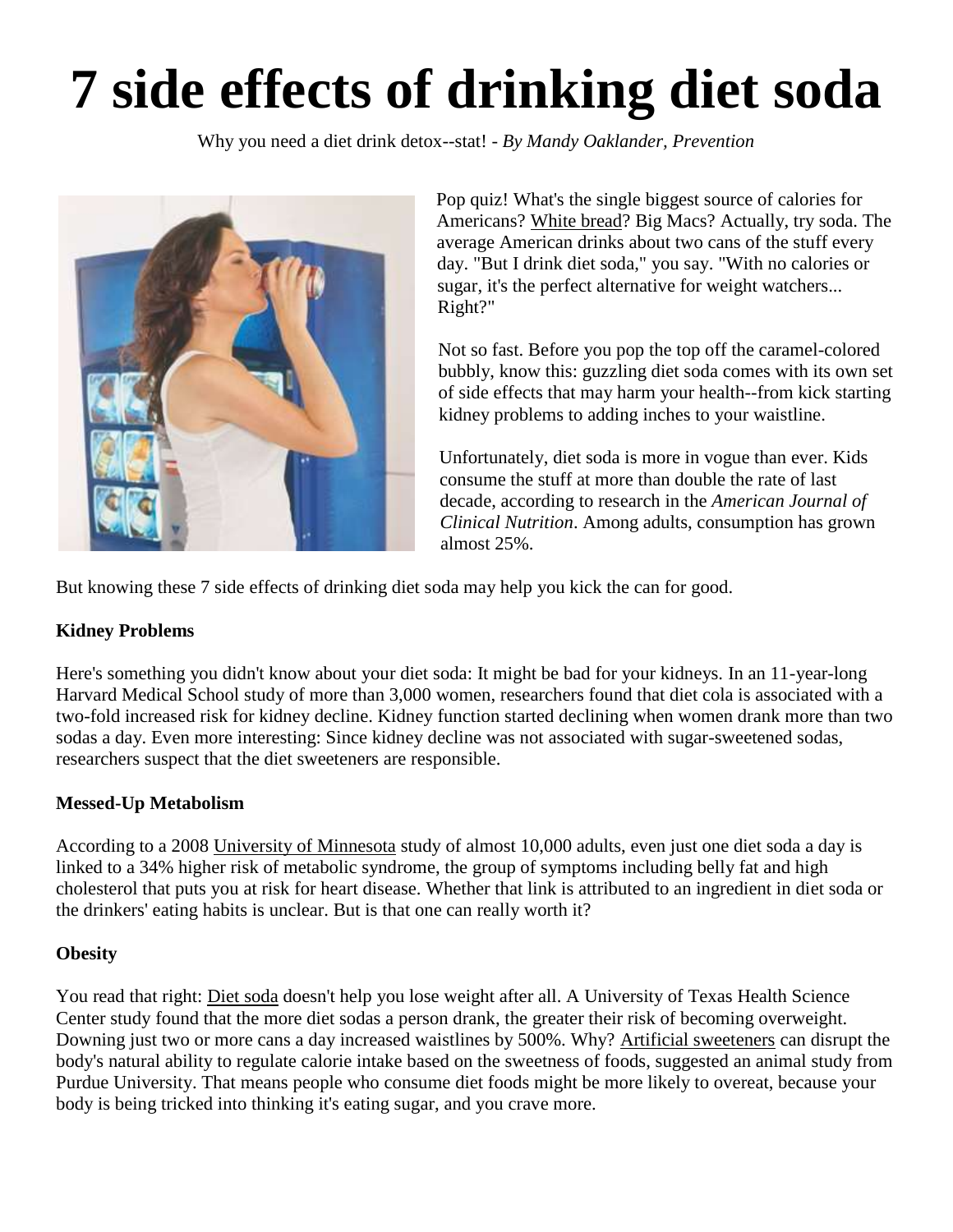# 7 side effects of drinking diet soda

Why you need a diet drink detox--stat! - *By Mandy Oaklander, Prevention*

Pop quiz! What's the single biggest source of calories for Americans? White bread? Big Macs? Actually, try soda. The average American drinks about two cans of the stuff every day. "But I drink diet soda," you say. "With no calories or sugar, it's the perfect alternative for weight watchers... Right?"

Not so fast. Before you pop the top off the caramel-colored bubbly, know this: guzzling diet soda comes with its own set of side effects that may harm your health--from kick starting kidney problems to adding inches to your waistline.

Unfortunately, diet soda is more in vogue than ever. Kids consume the stuff at more than double the rate of last decade, according to research in the *American Journal of Clinical Nutrition*. Among adults, consumption has grown almost 25%.

But knowing these 7 side effects of drinking diet soda may help you kick the can for good.

**Kidney Problems**

Here's something you didn't know about your diet soda: It might be bad for your kidneys. In an 11-year-long Harvard Medical School study of more than 3,000 women, researchers found that diet cola is associated with a two-fold increased risk for kidney decline. Kidney function started declining when women drank more than two sodas a day. Even more interesting: Since kidney decline was not associated with sugar-sweetened sodas, researchers suspect that the diet sweeteners are responsible.

**Messed-Up Metabolism**

According to a 2008 University of Minnesota study of almost 10,000 adults, even just one diet soda a day is linked to a 34% higher risk of metabolic syndrome, the group of symptoms including belly fat and high cholesterol that puts you at risk for heart disease. Whether that link is attributed to an ingredient in diet soda or the drinkers' eating habits is unclear. But is that one can really worth it?

**Obesity**

You read that right: Diet soda doesn't help you lose weight after all. A University of Texas Health Science Center study found that the more diet sodas a person drank, the greater their risk of becoming overweight. Downing just two or more cans a day increased waistlines by 500%. Why? Artificial sweeteners can disrupt the body's natural ability to regulate calorie intake based on the sweetness of foods, suggested an animal study from Purdue University. That means people who consume diet foods might be more likely to overeat, because your body is being tricked into thinking it's eating sugar, and you crave more.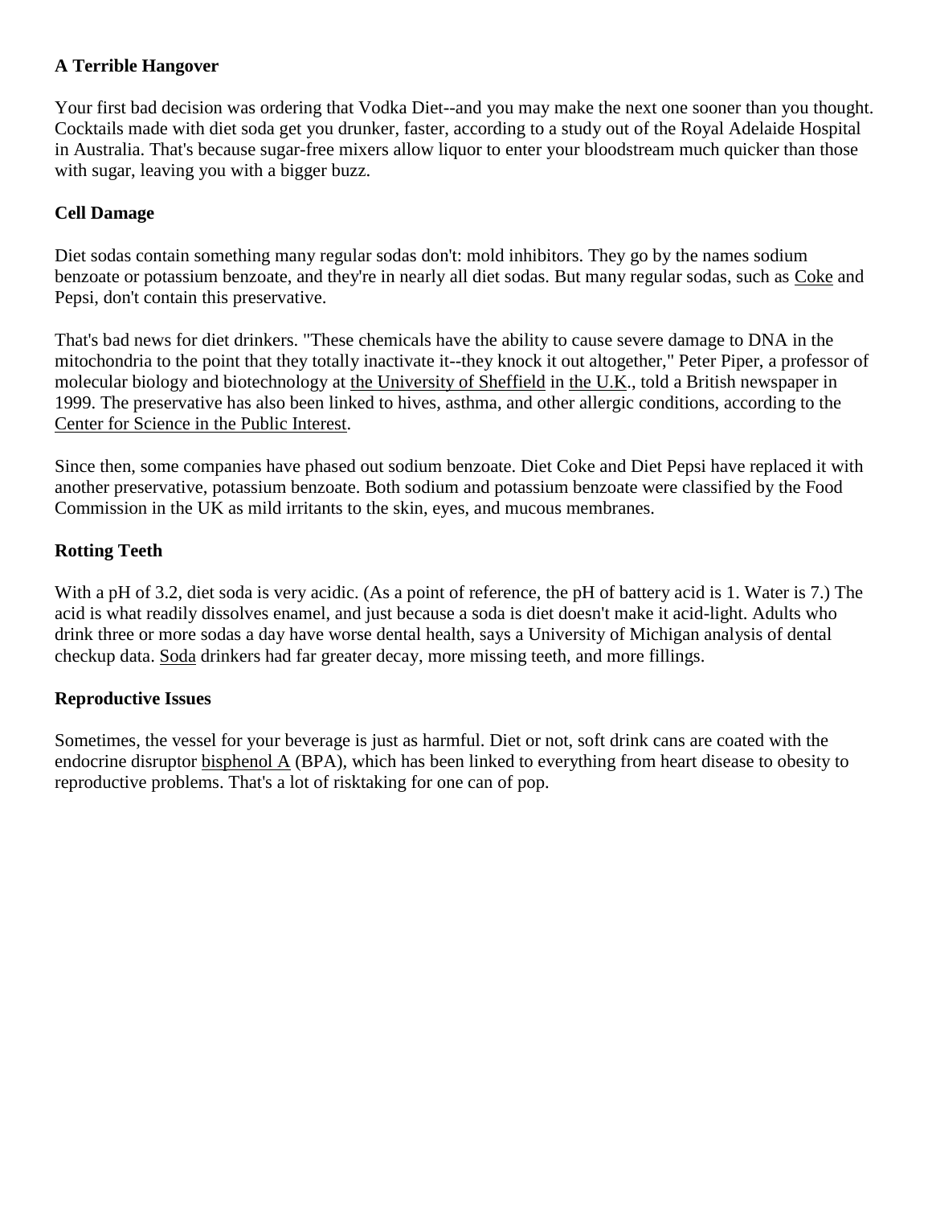### A Terrible Hangover

Your first bad decision was ordering that Vodka Diet--and you may make the next one sooner than you thought. Cocktails made with diet soda get you drunker, faster, according to a study out of the Royal Adelaide Hospital in Australia. That's because sugar-free mixers allow liquor to enter your bloodstream much quicker than those with sugar, leaving you with a bigger buzz.

### Cell Damage

Diet sodas contain something many regular sodas don't: mold inhibitors. They go by the names sodium benzoate or potassium benzoate, and they're in nearly all diet sodas. But many regular sodas, such as Coke and Pepsi, don't contain this preservative.

That's bad news for diet drinkers. "These chemicals have the ability to cause severe damage to DNA in the mitochondria to the point that they totally inactivate it--they knock it out altogether," Peter Piper, a professor of molecular biology and biotechnology at the University of Sheffield in the U.K., told a British newspaper in 1999. The preservative has also been linked to hives, asthma, and other allergic conditions, according to the Center for Science in the Public Interest.

Since then, some companies have phased out sodium benzoate. Diet Coke and Diet Pepsi have replaced it with another preservative, potassium benzoate. Both sodium and potassium benzoate were classified by the Food Commission in the UK as mild irritants to the skin, eyes, and mucous membranes.

### Rotting Teeth

With a pH of 3.2, diet soda is very acidic. (As a point of reference, the pH of battery acid is 1. Water is 7.) The acid is what readily dissolves enamel, and just because a soda is diet doesn't make it acid-light. Adults who drink three or more sodas a day have worse dental health, says a University of Michigan analysis of dental checkup data. Soda drinkers had far greater decay, more missing teeth, and more fillings.

### Reproductive Issues

Sometimes, the vessel for your beverage is just as harmful. Diet or not, soft drink cans are coated with the endocrine disruptor bisphenol A (BPA), which has been linked to everything from heart disease to obesity to reproductive problems. That's a lot of risktaking for one can of pop.